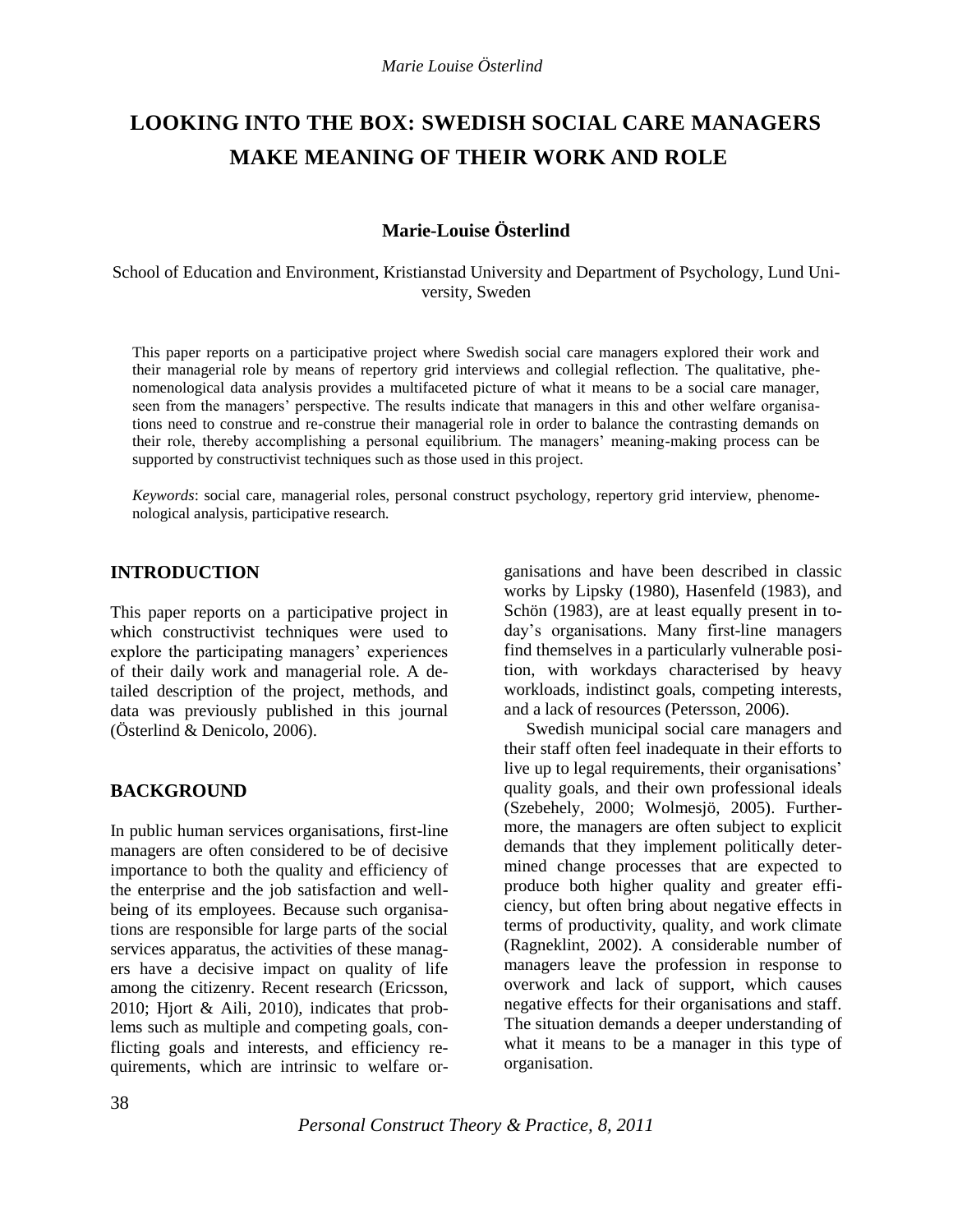# LOOKING INTO THE BOX: SWEDISH SOCIAL CARE MANAGERS MAKE MEANING OF THEIR WORK AND ROLE

**Marie-Louise Österlind**

School of Education and Environment, Kristianstad University and Department of Psychology, Lund University, Sweden

This paper reports on a participative project where Swedish social care managers explored their work and their managerial role by means of repertory grid interviews and collegial reflection. The qualitative, phenomenological data analysis provides a multifaceted picture of what it means to be a social care manager, seen from the managers' perspective. The results indicate that managers in this and other welfare organisations need to construe and re-construe their managerial role in order to balance the contrasting demands on their role, thereby accomplishing a personal equilibrium. The managers' meaning-making process can be supported by constructivist techniques such as those used in this project.

*Keywords*: social care, managerial roles, personal construct psychology, repertory grid interview, phenomenological analysis, participative research.

## INTRODUCTION

This paper reports on a participative project in which constructivist techniques were used to explore the participating managers' experiences of their daily work and managerial role. A detailed description of the project, methods, and data was previously published in this journal (Österlind & Denicolo, 2006).

## BACKGROUND

In public human services organisations, first-line managers are often considered to be of decisive importance to both the quality and efficiency of the enterprise and the job satisfaction and well-being of its employees. Because such organisations are responsible for large parts of the social services apparatus, the activities of these managers have a decisive impact on quality of life among the citizenry. Recent research (Ericsson, 2010; Hjort & Aili, 2010), indicates that problems such as multiple and competing goals, conflicting goals and interests, and efficiency requirements, which are intrinsic to welfare organisations and have been described in classic works by Lipsky (1980), Hasenfeld (1983), and Schön (1983), are at least equally present in today's organisations. Many first-line managers find themselves in a particularly vulnerable position, with workdays characterised by heavy workloads, indistinct goals, competing interests, and a lack of resources (Petersson, 2006).

Swedish municipal social care managers and their staff often feel inadequate in their efforts to live up to legal requirements, their organisations' quality goals, and their own professional ideals (Szebehely, 2000; Wolmesjö, 2005). Furthermore, the managers are often subject to explicit demands that they implement politically determined change processes that are expected to produce both higher quality and greater efficiency, but often bring about negative effects in terms of productivity, quality, and work climate (Ragneklint, 2002). A considerable number of managers leave the profession in response to overwork and lack of support, which causes negative effects for their organisations and staff. The situation demands a deeper understanding of what it means to be a manager in this type of organisation.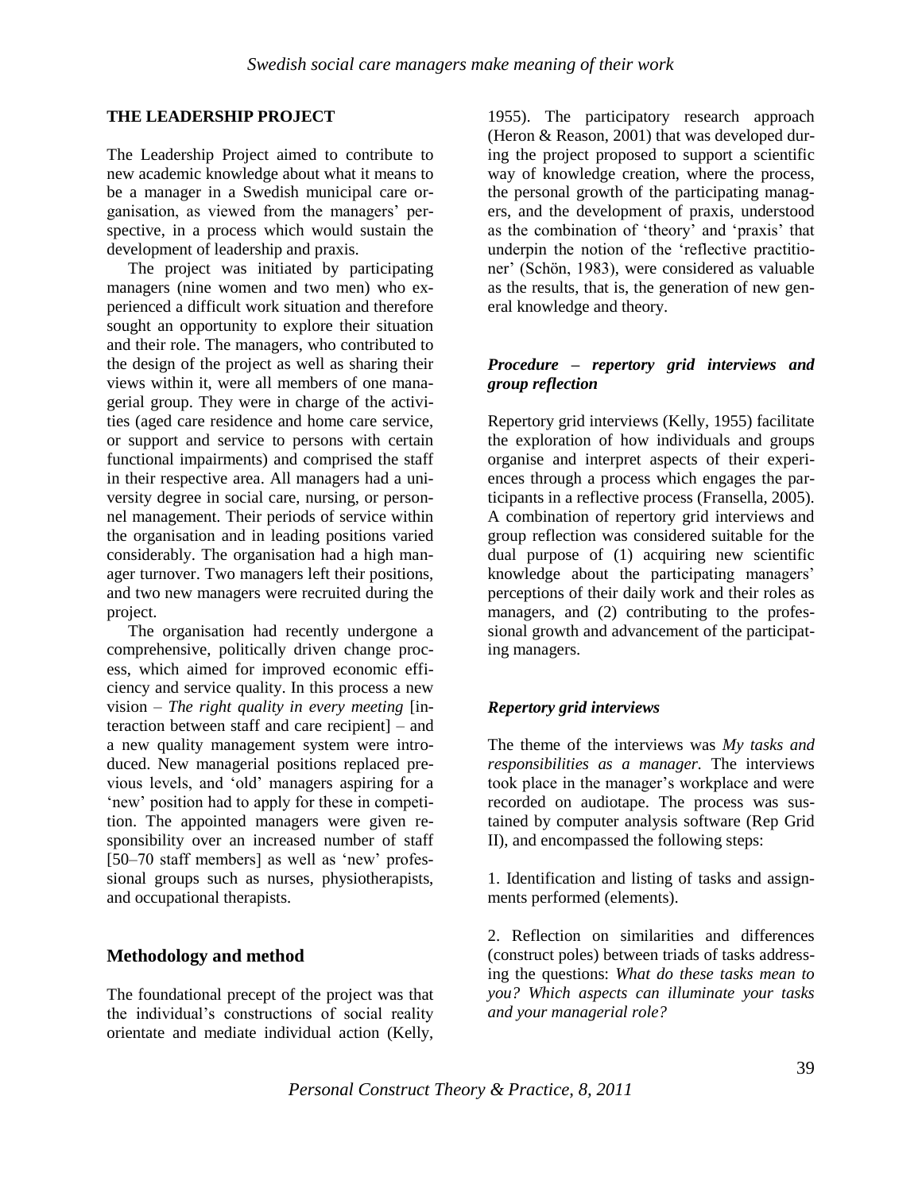## THE LEADERSHIP PROJECT

The Leadership Project aimed to contribute to new academic knowledge about what it means to be a manager in a Swedish municipal care organisation, as viewed from the managers' perspective, in a process which would sustain the development of leadership and praxis.

The project was initiated by participating managers (nine women and two men) who experienced a difficult work situation and therefore sought an opportunity to explore their situation and their role. The managers, who contributed to the design of the project as well as sharing their views within it, were all members of one managerial group. They were in charge of the activities (aged care residence and home care service, or support and service to persons with certain functional impairments) and comprised the staff in their respective area. All managers had a university degree in social care, nursing, or personnel management. Their periods of service within the organisation and in leading positions varied considerably. The organisation had a high manager turnover. Two managers left their positions, and two new managers were recruited during the project.

The organisation had recently undergone a comprehensive, politically driven change process, which aimed for improved economic efficiency and service quality. In this process a new vision – *The right quality in every meeting* [interaction between staff and care recipient] – and a new quality management system were introduced. New managerial positions replaced previous levels, and 'old' managers aspiring for a 'new' position had to apply for these in competition. The appointed managers were given responsibility over an increased number of staff [50–70 staff members] as well as 'new' professional groups such as nurses, physiotherapists, and occupational therapists.

## Methodology and method

The foundational precept of the project was that the individual's constructions of social reality orientate and mediate individual action (Kelly, 1955). The participatory research approach (Heron & Reason, 2001) that was developed during the project proposed to support a scientific way of knowledge creation, where the process, the personal growth of the participating managers, and the development of praxis, understood as the combination of 'theory' and 'praxis' that underpin the notion of the 'reflective practitioner' (Schön, 1983), were considered as valuable as the results, that is, the generation of new general knowledge and theory.

### *Procedure – repertory grid interviews and group reflection*

Repertory grid interviews (Kelly, 1955) facilitate the exploration of how individuals and groups organise and interpret aspects of their experiences through a process which engages the participants in a reflective process (Fransella, 2005). A combination of repertory grid interviews and group reflection was considered suitable for the dual purpose of (1) acquiring new scientific knowledge about the participating managers' perceptions of their daily work and their roles as managers, and (2) contributing to the professional growth and advancement of the participating managers.

### *Repertory grid interviews*

The theme of the interviews was *My tasks and responsibilities as a manager.* The interviews took place in the manager's workplace and were recorded on audiotape. The process was sustained by computer analysis software (Rep Grid II), and encompassed the following steps:

1. Identification and listing of tasks and assignments performed (elements).

2. Reflection on similarities and differences (construct poles) between triads of tasks addressing the questions: *What do these tasks mean to you? Which aspects can illuminate your tasks and your managerial role?*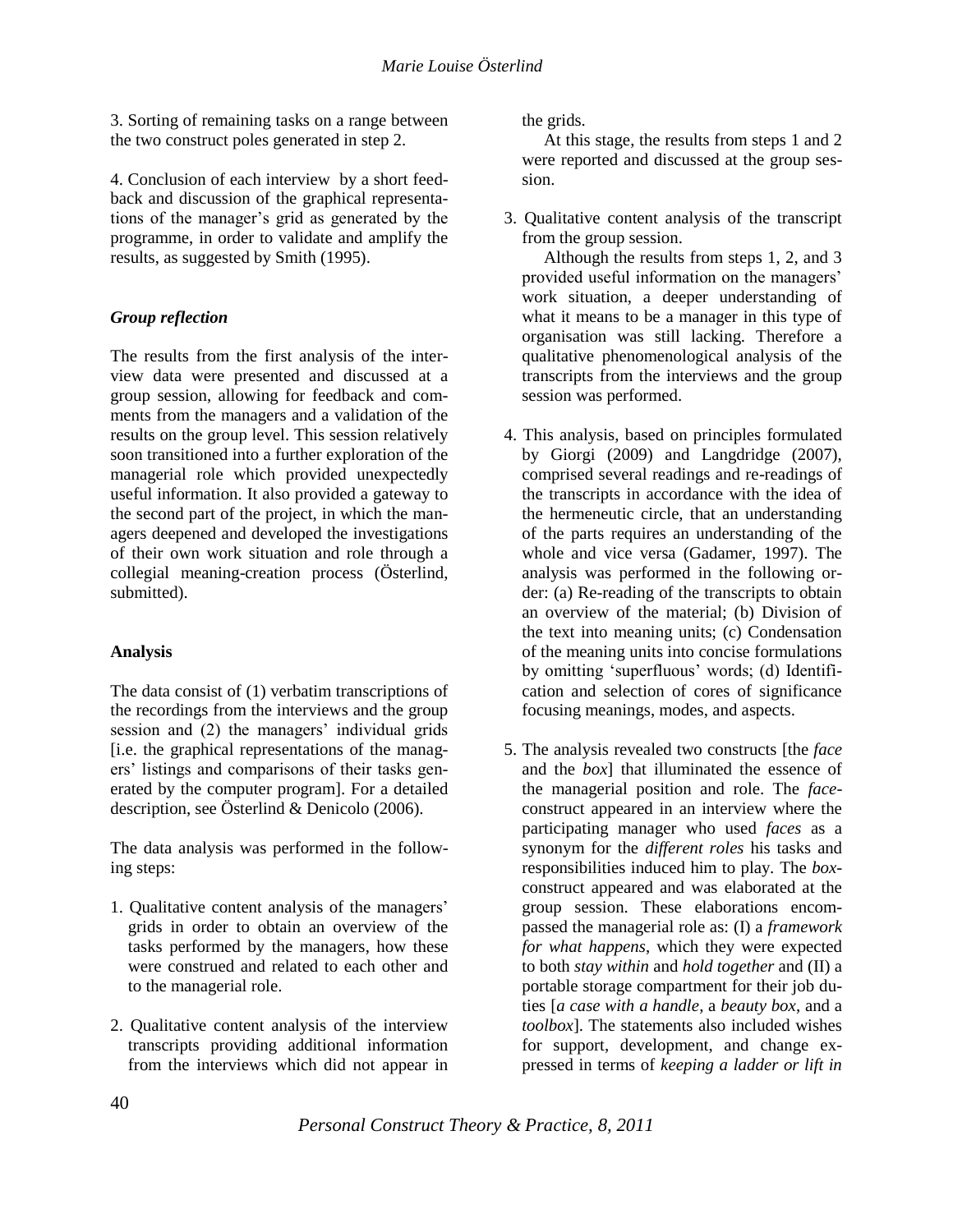3. Sorting of remaining tasks on a range between the two construct poles generated in step 2.

4. Conclusion of each interview by a short feedback and discussion of the graphical representations of the manager's grid as generated by the programme, in order to validate and amplify the results, as suggested by Smith (1995).

### *Group reflection*

The results from the first analysis of the interview data were presented and discussed at a group session, allowing for feedback and comments from the managers and a validation of the results on the group level. This session relatively soon transitioned into a further exploration of the managerial role which provided unexpectedly useful information. It also provided a gateway to the second part of the project, in which the managers deepened and developed the investigations of their own work situation and role through a collegial meaning-creation process (Österlind, submitted).

### **Analysis**

The data consist of (1) verbatim transcriptions of the recordings from the interviews and the group session and (2) the managers' individual grids [i.e. the graphical representations of the managers' listings and comparisons of their tasks generated by the computer program]. For a detailed description, see Österlind & Denicolo (2006).

The data analysis was performed in the following steps:

1. Qualitative content analysis of the managers' grids in order to obtain an overview of the tasks performed by the managers, how these were construed and related to each other and to the managerial role.

2. Qualitative content analysis of the interview transcripts providing additional information from the interviews which did not appear in the grids.

   At this stage, the results from steps 1 and 2 were reported and discussed at the group session.

3. Qualitative content analysis of the transcript from the group session.

   Although the results from steps 1, 2, and 3 provided useful information on the managers' work situation, a deeper understanding of what it means to be a manager in this type of organisation was still lacking. Therefore a qualitative phenomenological analysis of the transcripts from the interviews and the group session was performed.

4. This analysis, based on principles formulated by Giorgi (2009) and Langdridge (2007), comprised several readings and re-readings of the transcripts in accordance with the idea of the hermeneutic circle, that an understanding of the parts requires an understanding of the whole and vice versa (Gadamer, 1997). The analysis was performed in the following order: (a) Re-reading of the transcripts to obtain an overview of the material; (b) Division of the text into meaning units; (c) Condensation of the meaning units into concise formulations by omitting 'superfluous' words; (d) Identification and selection of cores of significance focusing meanings, modes, and aspects.

5. The analysis revealed two constructs [the *face* and the *box*] that illuminated the essence of the managerial position and role. The *face*-construct appeared in an interview where the participating manager who used *faces* as a synonym for the *different roles* his tasks and responsibilities induced him to play. The *box*-construct appeared and was elaborated at the group session. These elaborations encompassed the managerial role as: (I) a *framework for what happens*, which they were expected to both *stay within* and *hold together* and (II) a portable storage compartment for their job duties [*a case with a handle*, a *beauty box*, and a *toolbox*]. The statements also included wishes for support, development, and change expressed in terms of *keeping a ladder or lift in*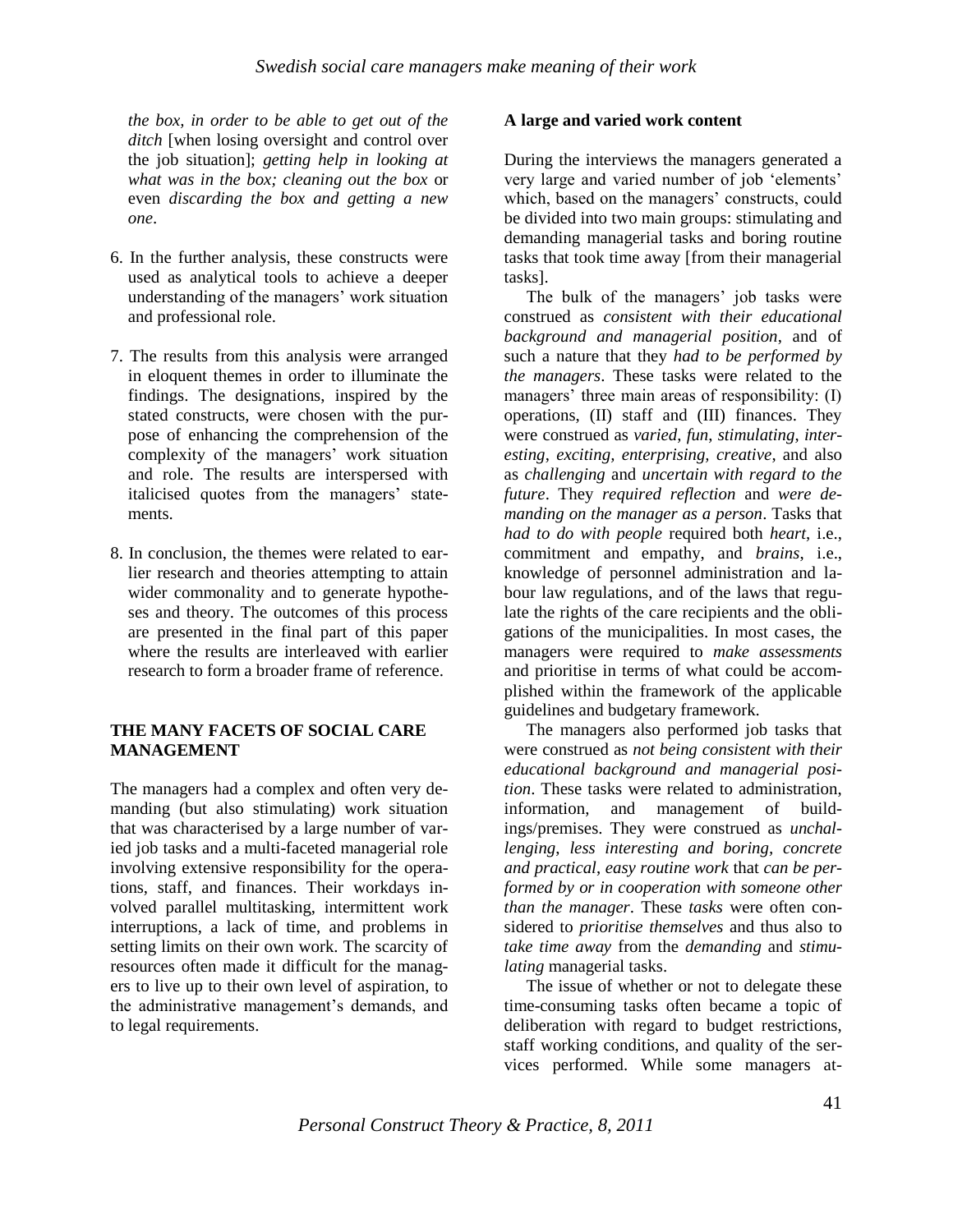*the box, in order to be able to get out of the ditch* [when losing oversight and control over the job situation]; *getting help in looking at what was in the box; cleaning out the box* or even *discarding the box and getting a new one*.

6. In the further analysis, these constructs were used as analytical tools to achieve a deeper understanding of the managers' work situation and professional role.

7. The results from this analysis were arranged in eloquent themes in order to illuminate the findings. The designations, inspired by the stated constructs, were chosen with the purpose of enhancing the comprehension of the complexity of the managers' work situation and role. The results are interspersed with italicised quotes from the managers' statements.

8. In conclusion, the themes were related to earlier research and theories attempting to attain wider commonality and to generate hypotheses and theory. The outcomes of this process are presented in the final part of this paper where the results are interleaved with earlier research to form a broader frame of reference.

## THE MANY FACETS OF SOCIAL CARE MANAGEMENT

The managers had a complex and often very demanding (but also stimulating) work situation that was characterised by a large number of varied job tasks and a multi-faceted managerial role involving extensive responsibility for the operations, staff, and finances. Their workdays involved parallel multitasking, intermittent work interruptions, a lack of time, and problems in setting limits on their own work. The scarcity of resources often made it difficult for the managers to live up to their own level of aspiration, to the administrative management's demands, and to legal requirements.

### A large and varied work content

During the interviews the managers generated a very large and varied number of job 'elements' which, based on the managers' constructs, could be divided into two main groups: stimulating and demanding managerial tasks and boring routine tasks that took time away [from their managerial tasks].

The bulk of the managers' job tasks were construed as *consistent with their educational background and managerial position*, and of such a nature that they *had to be performed by the managers*. These tasks were related to the managers' three main areas of responsibility: (I) operations, (II) staff and (III) finances. They were construed as *varied, fun, stimulating, interesting, exciting, enterprising, creative*, and also as *challenging* and *uncertain with regard to the future*. They *required reflection* and *were demanding on the manager as a person*. Tasks that *had to do with people* required both *heart*, i.e., commitment and empathy, and *brains*, i.e., knowledge of personnel administration and labour law regulations, and of the laws that regulate the rights of the care recipients and the obligations of the municipalities. In most cases, the managers were required to *make assessments* and prioritise in terms of what could be accomplished within the framework of the applicable guidelines and budgetary framework.

The managers also performed job tasks that were construed as *not being consistent with their educational background and managerial position*. These tasks were related to administration, information, and management of buildings/premises. They were construed as *unchallenging, less interesting and boring, concrete and practical, easy routine work* that *can be performed by or in cooperation with someone other than the manager*. These *tasks* were often considered to *prioritise themselves* and thus also to *take time away* from the *demanding* and *stimulating* managerial tasks.

The issue of whether or not to delegate these time-consuming tasks often became a topic of deliberation with regard to budget restrictions, staff working conditions, and quality of the services performed. While some managers at-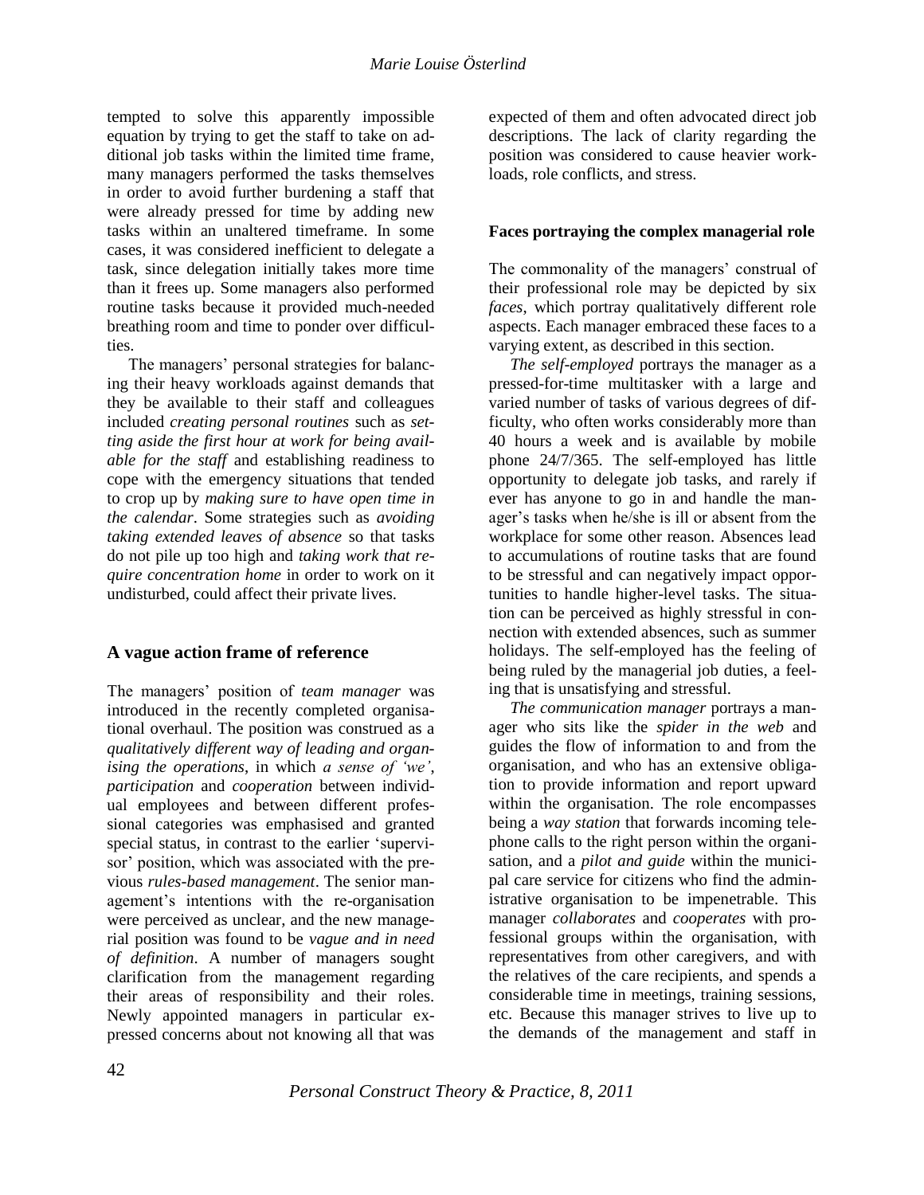tempted to solve this apparently impossible equation by trying to get the staff to take on additional job tasks within the limited time frame, many managers performed the tasks themselves in order to avoid further burdening a staff that were already pressed for time by adding new tasks within an unaltered timeframe. In some cases, it was considered inefficient to delegate a task, since delegation initially takes more time than it frees up. Some managers also performed routine tasks because it provided much-needed breathing room and time to ponder over difficulties.

The managers' personal strategies for balancing their heavy workloads against demands that they be available to their staff and colleagues included *creating personal routines* such as *setting aside the first hour at work for being available for the staff* and establishing readiness to cope with the emergency situations that tended to crop up by *making sure to have open time in the calendar*. Some strategies such as *avoiding taking extended leaves of absence* so that tasks do not pile up too high and *taking work that require concentration home* in order to work on it undisturbed, could affect their private lives.

## A vague action frame of reference

The managers' position of *team manager* was introduced in the recently completed organisational overhaul. The position was construed as a *qualitatively different way of leading and organising the operations*, in which *a sense of 'we'*, *participation* and *cooperation* between individual employees and between different professional categories was emphasised and granted special status, in contrast to the earlier 'supervisor' position, which was associated with the previous *rules-based management*. The senior management's intentions with the re-organisation were perceived as unclear, and the new managerial position was found to be *vague and in need of definition*. A number of managers sought clarification from the management regarding their areas of responsibility and their roles. Newly appointed managers in particular expressed concerns about not knowing all that was expected of them and often advocated direct job descriptions. The lack of clarity regarding the position was considered to cause heavier workloads, role conflicts, and stress.

### Faces portraying the complex managerial role

The commonality of the managers' construal of their professional role may be depicted by six *faces*, which portray qualitatively different role aspects. Each manager embraced these faces to a varying extent, as described in this section.

*The self-employed* portrays the manager as a pressed-for-time multitasker with a large and varied number of tasks of various degrees of difficulty, who often works considerably more than 40 hours a week and is available by mobile phone 24/7/365. The self-employed has little opportunity to delegate job tasks, and rarely if ever has anyone to go in and handle the manager's tasks when he/she is ill or absent from the workplace for some other reason. Absences lead to accumulations of routine tasks that are found to be stressful and can negatively impact opportunities to handle higher-level tasks. The situation can be perceived as highly stressful in connection with extended absences, such as summer holidays. The self-employed has the feeling of being ruled by the managerial job duties, a feeling that is unsatisfying and stressful.

*The communication manager* portrays a manager who sits like the *spider in the web* and guides the flow of information to and from the organisation, and who has an extensive obligation to provide information and report upward within the organisation. The role encompasses being a *way station* that forwards incoming telephone calls to the right person within the organisation, and a *pilot and guide* within the municipal care service for citizens who find the administrative organisation to be impenetrable. This manager *collaborates* and *cooperates* with professional groups within the organisation, with representatives from other caregivers, and with the relatives of the care recipients, and spends a considerable time in meetings, training sessions, etc. Because this manager strives to live up to the demands of the management and staff in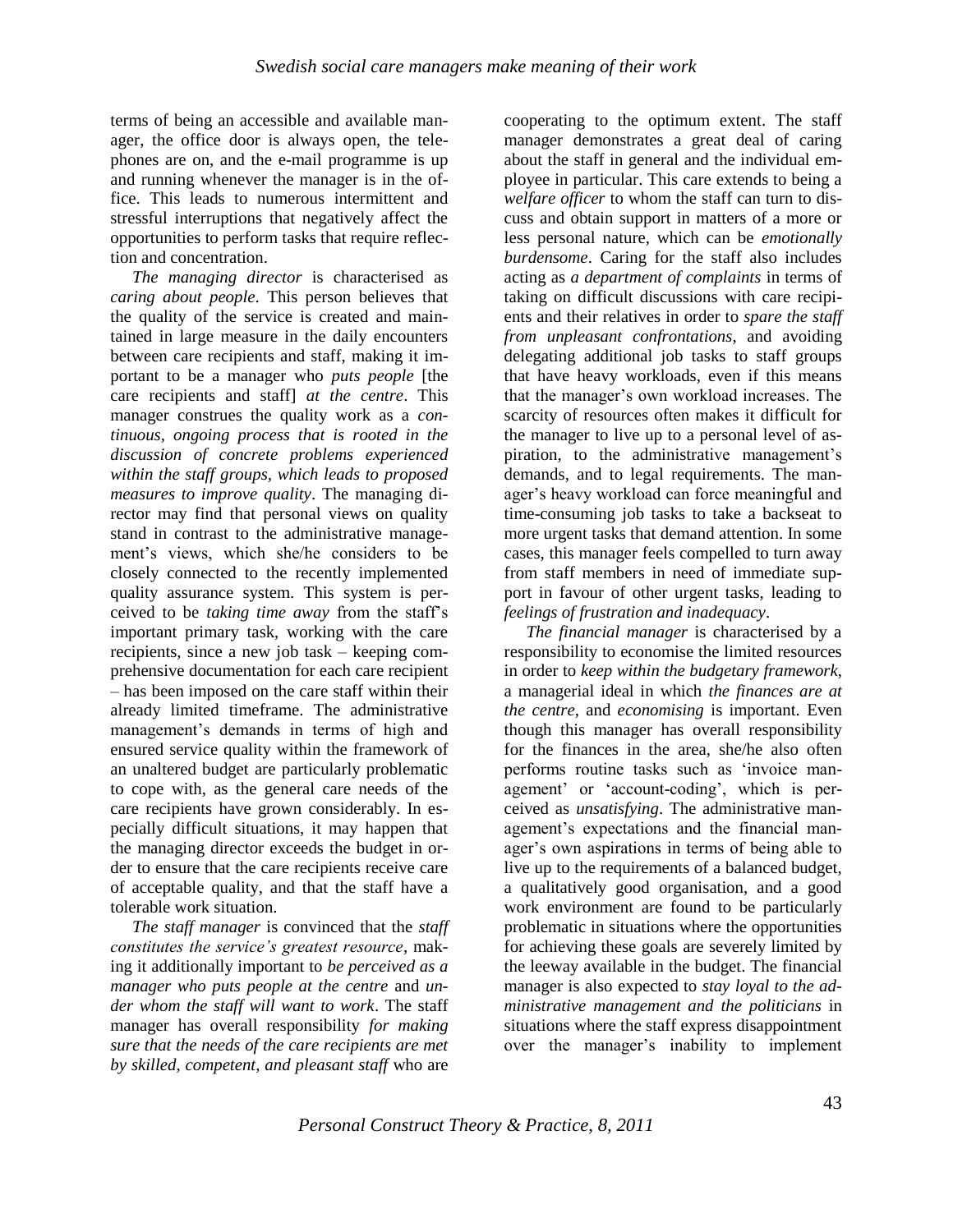terms of being an accessible and available manager, the office door is always open, the telephones are on, and the e-mail programme is up and running whenever the manager is in the office. This leads to numerous intermittent and stressful interruptions that negatively affect the opportunities to perform tasks that require reflection and concentration.

*The managing director* is characterised as *caring about people*. This person believes that the quality of the service is created and maintained in large measure in the daily encounters between care recipients and staff, making it important to be a manager who *puts people* [the care recipients and staff] *at the centre*. This manager construes the quality work as a *continuous, ongoing process that is rooted in the discussion of concrete problems experienced within the staff groups, which leads to proposed measures to improve quality*. The managing director may find that personal views on quality stand in contrast to the administrative management's views, which she/he considers to be closely connected to the recently implemented quality assurance system. This system is perceived to be *taking time away* from the staff's important primary task, working with the care recipients, since a new job task – keeping comprehensive documentation for each care recipient – has been imposed on the care staff within their already limited timeframe. The administrative management's demands in terms of high and ensured service quality within the framework of an unaltered budget are particularly problematic to cope with, as the general care needs of the care recipients have grown considerably. In especially difficult situations, it may happen that the managing director exceeds the budget in order to ensure that the care recipients receive care of acceptable quality, and that the staff have a tolerable work situation.

*The staff manager* is convinced that the *staff constitutes the service's greatest resource*, making it additionally important to *be perceived as a manager who puts people at the centre* and *under whom the staff will want to work*. The staff manager has overall responsibility *for making sure that the needs of the care recipients are met by skilled, competent, and pleasant staff* who are cooperating to the optimum extent. The staff manager demonstrates a great deal of caring about the staff in general and the individual employee in particular. This care extends to being a *welfare officer* to whom the staff can turn to discuss and obtain support in matters of a more or less personal nature, which can be *emotionally burdensome*. Caring for the staff also includes acting as *a department of complaints* in terms of taking on difficult discussions with care recipients and their relatives in order to *spare the staff from unpleasant confrontations*, and avoiding delegating additional job tasks to staff groups that have heavy workloads, even if this means that the manager's own workload increases. The scarcity of resources often makes it difficult for the manager to live up to a personal level of aspiration, to the administrative management's demands, and to legal requirements. The manager's heavy workload can force meaningful and time-consuming job tasks to take a backseat to more urgent tasks that demand attention. In some cases, this manager feels compelled to turn away from staff members in need of immediate support in favour of other urgent tasks, leading to *feelings of frustration and inadequacy*.

*The financial manager* is characterised by a responsibility to economise the limited resources in order to *keep within the budgetary framework*, a managerial ideal in which *the finances are at the centre*, and *economising* is important. Even though this manager has overall responsibility for the finances in the area, she/he also often performs routine tasks such as 'invoice management' or 'account-coding', which is perceived as *unsatisfying*. The administrative management's expectations and the financial manager's own aspirations in terms of being able to live up to the requirements of a balanced budget, a qualitatively good organisation, and a good work environment are found to be particularly problematic in situations where the opportunities for achieving these goals are severely limited by the leeway available in the budget. The financial manager is also expected to *stay loyal to the administrative management and the politicians* in situations where the staff express disappointment over the manager's inability to implement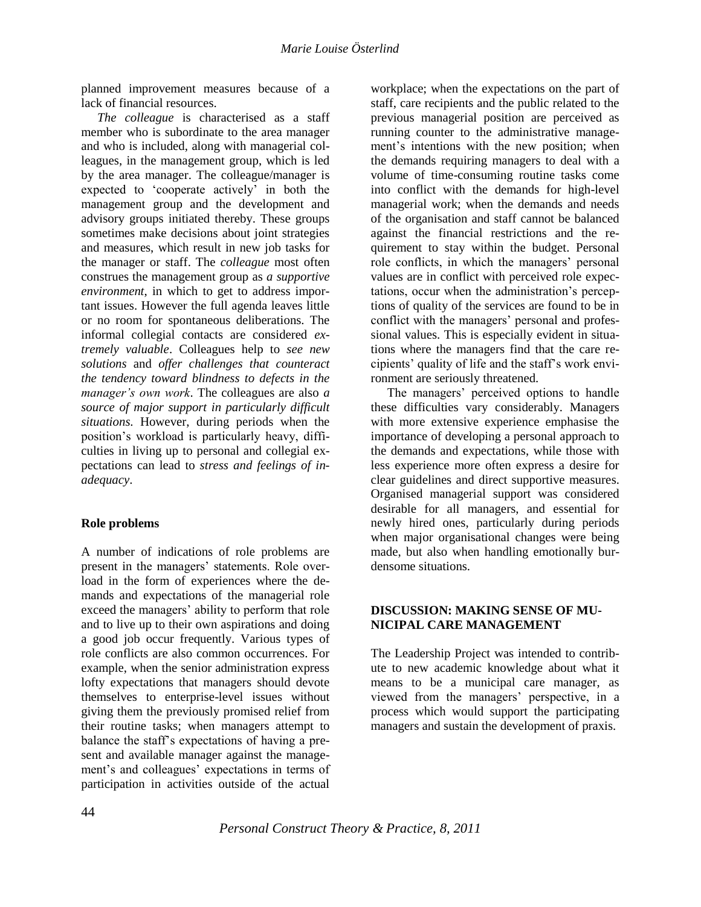planned improvement measures because of a lack of financial resources.

*The colleague* is characterised as a staff member who is subordinate to the area manager and who is included, along with managerial colleagues, in the management group, which is led by the area manager. The colleague/manager is expected to 'cooperate actively' in both the management group and the development and advisory groups initiated thereby. These groups sometimes make decisions about joint strategies and measures, which result in new job tasks for the manager or staff. The *colleague* most often construes the management group as *a supportive environment*, in which to get to address important issues. However the full agenda leaves little or no room for spontaneous deliberations. The informal collegial contacts are considered *extremely valuable*. Colleagues help to *see new solutions* and *offer challenges that counteract the tendency toward blindness to defects in the manager's own work*. The colleagues are also *a source of major support in particularly difficult situations.* However, during periods when the position's workload is particularly heavy, difficulties in living up to personal and collegial expectations can lead to *stress and feelings of inadequacy*.

**Role problems**

A number of indications of role problems are present in the managers' statements. Role overload in the form of experiences where the demands and expectations of the managerial role exceed the managers' ability to perform that role and to live up to their own aspirations and doing a good job occur frequently. Various types of role conflicts are also common occurrences. For example, when the senior administration express lofty expectations that managers should devote themselves to enterprise-level issues without giving them the previously promised relief from their routine tasks; when managers attempt to balance the staff's expectations of having a present and available manager against the management's and colleagues' expectations in terms of participation in activities outside of the actual workplace; when the expectations on the part of staff, care recipients and the public related to the previous managerial position are perceived as running counter to the administrative management's intentions with the new position; when the demands requiring managers to deal with a volume of time-consuming routine tasks come into conflict with the demands for high-level managerial work; when the demands and needs of the organisation and staff cannot be balanced against the financial restrictions and the requirement to stay within the budget. Personal role conflicts, in which the managers' personal values are in conflict with perceived role expectations, occur when the administration's perceptions of quality of the services are found to be in conflict with the managers' personal and professional values. This is especially evident in situations where the managers find that the care recipients' quality of life and the staff's work environment are seriously threatened.

The managers' perceived options to handle these difficulties vary considerably. Managers with more extensive experience emphasise the importance of developing a personal approach to the demands and expectations, while those with less experience more often express a desire for clear guidelines and direct supportive measures. Organised managerial support was considered desirable for all managers, and essential for newly hired ones, particularly during periods when major organisational changes were being made, but also when handling emotionally burdensome situations.

## DISCUSSION: MAKING SENSE OF MUNICIPAL CARE MANAGEMENT

The Leadership Project was intended to contribute to new academic knowledge about what it means to be a municipal care manager, as viewed from the managers' perspective, in a process which would support the participating managers and sustain the development of praxis.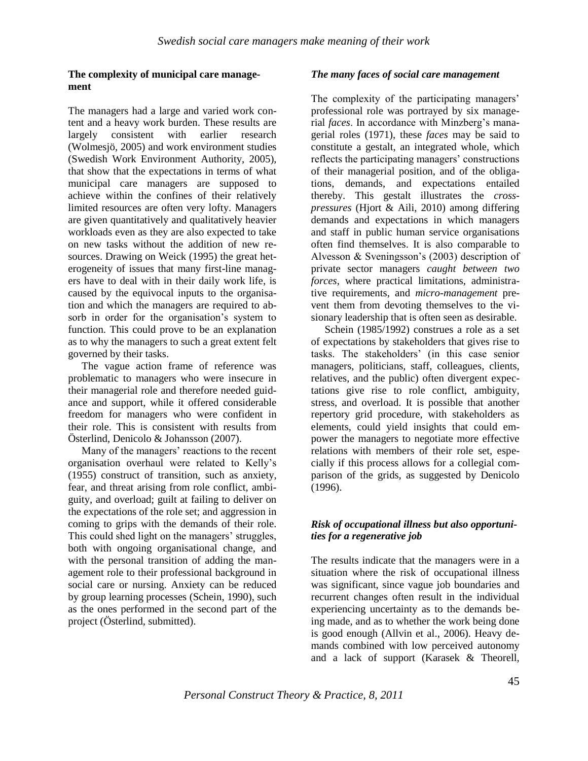### The complexity of municipal care management

The managers had a large and varied work content and a heavy work burden. These results are largely consistent with earlier research (Wolmesjö, 2005) and work environment studies (Swedish Work Environment Authority, 2005), that show that the expectations in terms of what municipal care managers are supposed to achieve within the confines of their relatively limited resources are often very lofty. Managers are given quantitatively and qualitatively heavier workloads even as they are also expected to take on new tasks without the addition of new resources. Drawing on Weick (1995) the great heterogeneity of issues that many first-line managers have to deal with in their daily work life, is caused by the equivocal inputs to the organisation and which the managers are required to absorb in order for the organisation's system to function. This could prove to be an explanation as to why the managers to such a great extent felt governed by their tasks.

The vague action frame of reference was problematic to managers who were insecure in their managerial role and therefore needed guidance and support, while it offered considerable freedom for managers who were confident in their role. This is consistent with results from Österlind, Denicolo & Johansson (2007).

Many of the managers' reactions to the recent organisation overhaul were related to Kelly's (1955) construct of transition, such as anxiety, fear, and threat arising from role conflict, ambiguity, and overload; guilt at failing to deliver on the expectations of the role set; and aggression in coming to grips with the demands of their role. This could shed light on the managers' struggles, both with ongoing organisational change, and with the personal transition of adding the management role to their professional background in social care or nursing. Anxiety can be reduced by group learning processes (Schein, 1990), such as the ones performed in the second part of the project (Österlind, submitted).

### *The many faces of social care management*

The complexity of the participating managers' professional role was portrayed by six managerial *faces*. In accordance with Minzberg's managerial roles (1971), these *faces* may be said to constitute a gestalt, an integrated whole, which reflects the participating managers' constructions of their managerial position, and of the obligations, demands, and expectations entailed thereby. This gestalt illustrates the *cross-pressures* (Hjort & Aili, 2010) among differing demands and expectations in which managers and staff in public human service organisations often find themselves. It is also comparable to Alvesson & Sveningsson's (2003) description of private sector managers *caught between two forces*, where practical limitations, administrative requirements, and *micro-management* prevent them from devoting themselves to the visionary leadership that is often seen as desirable.

Schein (1985/1992) construes a role as a set of expectations by stakeholders that gives rise to tasks. The stakeholders' (in this case senior managers, politicians, staff, colleagues, clients, relatives, and the public) often divergent expectations give rise to role conflict, ambiguity, stress, and overload. It is possible that another repertory grid procedure, with stakeholders as elements, could yield insights that could empower the managers to negotiate more effective relations with members of their role set, especially if this process allows for a collegial comparison of the grids, as suggested by Denicolo (1996).

### *Risk of occupational illness but also opportunities for a regenerative job*

The results indicate that the managers were in a situation where the risk of occupational illness was significant, since vague job boundaries and recurrent changes often result in the individual experiencing uncertainty as to the demands being made, and as to whether the work being done is good enough (Allvin et al., 2006). Heavy demands combined with low perceived autonomy and a lack of support (Karasek & Theorell,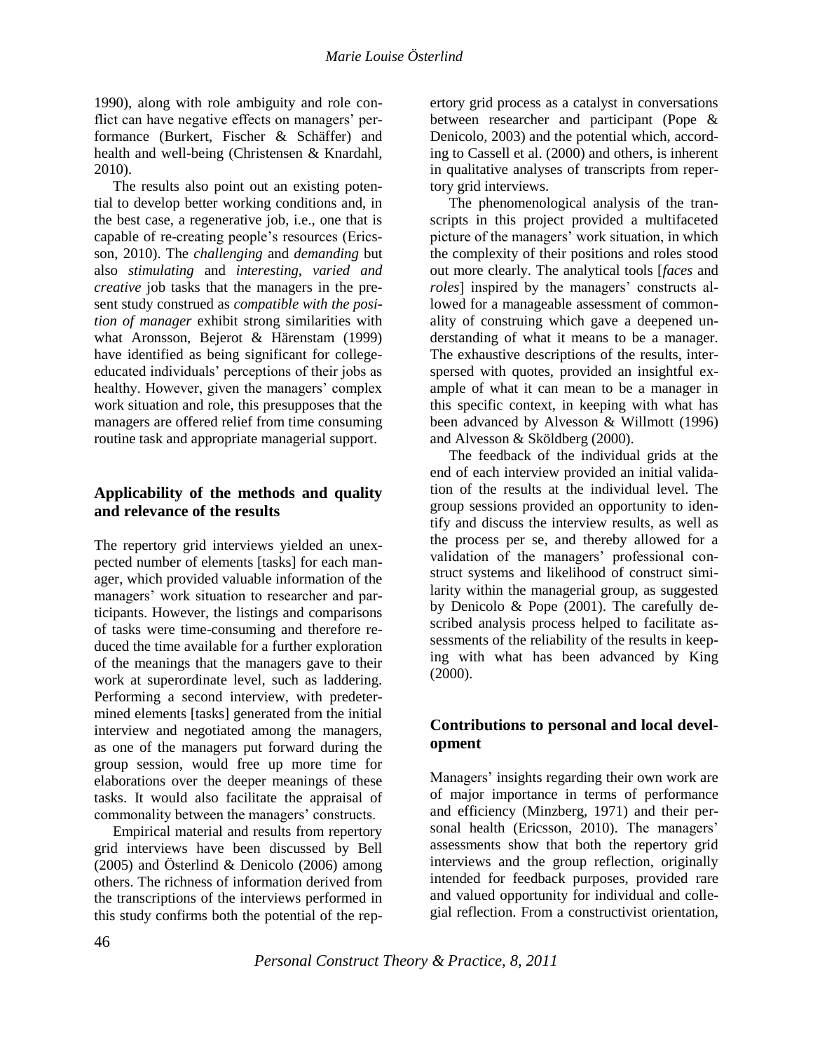1990), along with role ambiguity and role conflict can have negative effects on managers' performance (Burkert, Fischer & Schäffer) and health and well-being (Christensen & Knardahl, 2010).

The results also point out an existing potential to develop better working conditions and, in the best case, a regenerative job, i.e., one that is capable of re-creating people's resources (Ericsson, 2010). The *challenging* and *demanding* but also *stimulating* and *interesting, varied and creative* job tasks that the managers in the present study construed as *compatible with the position of manager* exhibit strong similarities with what Aronsson, Bejerot & Härenstam (1999) have identified as being significant for college-educated individuals' perceptions of their jobs as healthy. However, given the managers' complex work situation and role, this presupposes that the managers are offered relief from time consuming routine task and appropriate managerial support.

## Applicability of the methods and quality and relevance of the results

The repertory grid interviews yielded an unexpected number of elements [tasks] for each manager, which provided valuable information of the managers' work situation to researcher and participants. However, the listings and comparisons of tasks were time-consuming and therefore reduced the time available for a further exploration of the meanings that the managers gave to their work at superordinate level, such as laddering. Performing a second interview, with predetermined elements [tasks] generated from the initial interview and negotiated among the managers, as one of the managers put forward during the group session, would free up more time for elaborations over the deeper meanings of these tasks. It would also facilitate the appraisal of commonality between the managers' constructs.

Empirical material and results from repertory grid interviews have been discussed by Bell (2005) and Österlind & Denicolo (2006) among others. The richness of information derived from the transcriptions of the interviews performed in this study confirms both the potential of the repertory grid process as a catalyst in conversations between researcher and participant (Pope & Denicolo, 2003) and the potential which, according to Cassell et al. (2000) and others, is inherent in qualitative analyses of transcripts from repertory grid interviews.

The phenomenological analysis of the transcripts in this project provided a multifaceted picture of the managers' work situation, in which the complexity of their positions and roles stood out more clearly. The analytical tools [*faces* and *roles*] inspired by the managers' constructs allowed for a manageable assessment of commonality of construing which gave a deepened understanding of what it means to be a manager. The exhaustive descriptions of the results, interspersed with quotes, provided an insightful example of what it can mean to be a manager in this specific context, in keeping with what has been advanced by Alvesson & Willmott (1996) and Alvesson & Sköldberg (2000).

The feedback of the individual grids at the end of each interview provided an initial validation of the results at the individual level. The group sessions provided an opportunity to identify and discuss the interview results, as well as the process per se, and thereby allowed for a validation of the managers' professional construct systems and likelihood of construct similarity within the managerial group, as suggested by Denicolo & Pope (2001). The carefully described analysis process helped to facilitate assessments of the reliability of the results in keeping with what has been advanced by King (2000).

## Contributions to personal and local development

Managers' insights regarding their own work are of major importance in terms of performance and efficiency (Minzberg, 1971) and their personal health (Ericsson, 2010). The managers' assessments show that both the repertory grid interviews and the group reflection, originally intended for feedback purposes, provided rare and valued opportunity for individual and collegial reflection. From a constructivist orientation,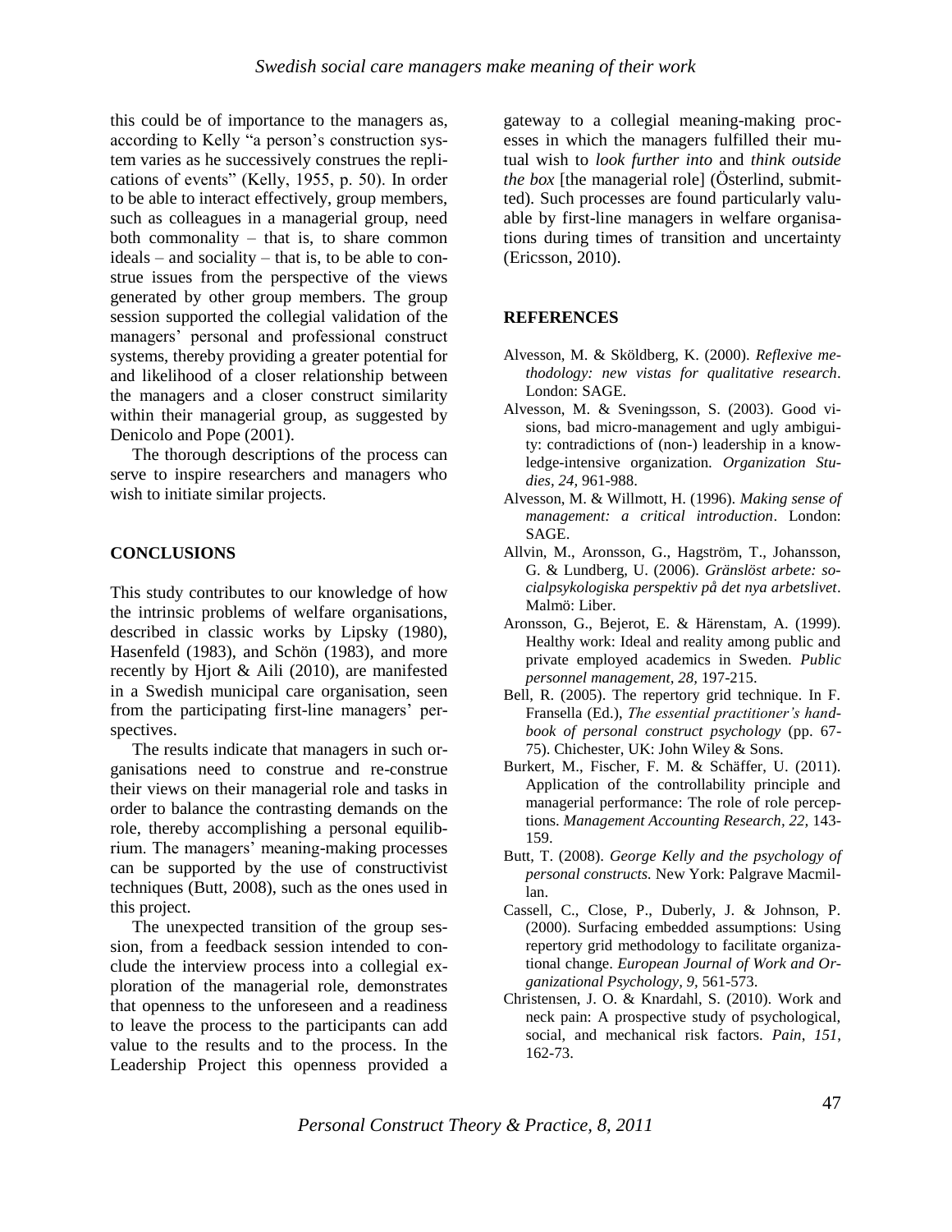this could be of importance to the managers as, according to Kelly "a person's construction system varies as he successively construes the replications of events" (Kelly, 1955, p. 50). In order to be able to interact effectively, group members, such as colleagues in a managerial group, need both commonality – that is, to share common ideals – and sociality – that is, to be able to construe issues from the perspective of the views generated by other group members. The group session supported the collegial validation of the managers' personal and professional construct systems, thereby providing a greater potential for and likelihood of a closer relationship between the managers and a closer construct similarity within their managerial group, as suggested by Denicolo and Pope (2001).

The thorough descriptions of the process can serve to inspire researchers and managers who wish to initiate similar projects.

## CONCLUSIONS

This study contributes to our knowledge of how the intrinsic problems of welfare organisations, described in classic works by Lipsky (1980), Hasenfeld (1983), and Schön (1983), and more recently by Hjort & Aili (2010), are manifested in a Swedish municipal care organisation, seen from the participating first-line managers' perspectives.

The results indicate that managers in such organisations need to construe and re-construe their views on their managerial role and tasks in order to balance the contrasting demands on the role, thereby accomplishing a personal equilibrium. The managers' meaning-making processes can be supported by the use of constructivist techniques (Butt, 2008), such as the ones used in this project.

The unexpected transition of the group session, from a feedback session intended to conclude the interview process into a collegial exploration of the managerial role, demonstrates that openness to the unforeseen and a readiness to leave the process to the participants can add value to the results and to the process. In the Leadership Project this openness provided a gateway to a collegial meaning-making processes in which the managers fulfilled their mutual wish to *look further into* and *think outside the box* [the managerial role] (Österlind, submitted). Such processes are found particularly valuable by first-line managers in welfare organisations during times of transition and uncertainty (Ericsson, 2010).

## REFERENCES

Alvesson, M. & Sköldberg, K. (2000). *Reflexive methodology: new vistas for qualitative research*. London: SAGE.

Alvesson, M. & Sveningsson, S. (2003). Good visions, bad micro-management and ugly ambiguity: contradictions of (non-) leadership in a knowledge-intensive organization. *Organization Studies, 24,* 961-988.

Alvesson, M. & Willmott, H. (1996). *Making sense of management: a critical introduction*. London: SAGE.

Allvin, M., Aronsson, G., Hagström, T., Johansson, G. & Lundberg, U. (2006). *Gränslöst arbete: socialpsykologiska perspektiv på det nya arbetslivet*. Malmö: Liber.

Aronsson, G., Bejerot, E. & Härenstam, A. (1999). Healthy work: Ideal and reality among public and private employed academics in Sweden. *Public personnel management, 28,* 197-215.

Bell, R. (2005). The repertory grid technique. In F. Fransella (Ed.), *The essential practitioner's handbook of personal construct psychology* (pp. 67-75). Chichester, UK: John Wiley & Sons.

Burkert, M., Fischer, F. M. & Schäffer, U. (2011). Application of the controllability principle and managerial performance: The role of role perceptions. *Management Accounting Research, 22,* 143-159.

Butt, T. (2008). *George Kelly and the psychology of personal constructs.* New York: Palgrave Macmillan.

Cassell, C., Close, P., Duberly, J. & Johnson, P. (2000). Surfacing embedded assumptions: Using repertory grid methodology to facilitate organizational change. *European Journal of Work and Organizational Psychology, 9,* 561-573.

Christensen, J. O. & Knardahl, S. (2010). Work and neck pain: A prospective study of psychological, social, and mechanical risk factors. *Pain, 151,* 162-73.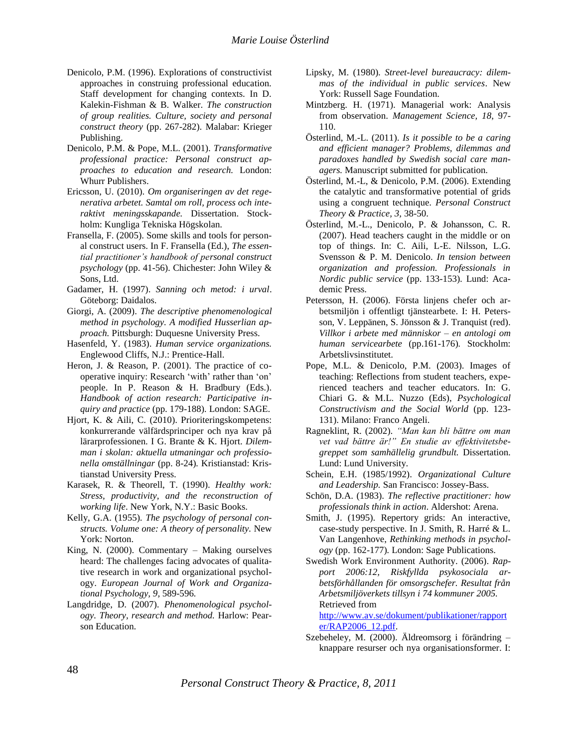Denicolo, P.M. (1996). Explorations of constructivist approaches in construing professional education. Staff development for changing contexts. In D. Kalekin-Fishman & B. Walker. *The construction of group realities. Culture, society and personal construct theory* (pp. 267-282). Malabar: Krieger Publishing.

Denicolo, P.M. & Pope, M.L. (2001). *Transformative professional practice: Personal construct approaches to education and research.* London: Whurr Publishers.

Ericsson, U. (2010). *Om organiseringen av det regenerativa arbetet. Samtal om roll, process och interaktivt meningsskapande.* Dissertation. Stockholm: Kungliga Tekniska Högskolan.

Fransella, F. (2005). Some skills and tools for personal construct users. In F. Fransella (Ed.), *The essential practitioner's handbook of personal construct psychology* (pp. 41-56). Chichester: John Wiley & Sons, Ltd.

Gadamer, H. (1997). *Sanning och metod: i urval*. Göteborg: Daidalos.

Giorgi, A. (2009). *The descriptive phenomenological method in psychology. A modified Husserlian approach.* Pittsburgh: Duquesne University Press.

Hasenfeld, Y. (1983). *Human service organizations.* Englewood Cliffs, N.J.: Prentice-Hall.

Heron, J. & Reason, P. (2001). The practice of co-operative inquiry: Research 'with' rather than 'on' people. In P. Reason & H. Bradbury (Eds.). *Handbook of action research: Participative inquiry and practice* (pp. 179-188). London: SAGE.

Hjort, K. & Aili, C. (2010). Prioriteringskompetens: konkurrerande välfärdsprinciper och nya krav på lärarprofessionen. I G. Brante & K. Hjort. *Dilemman i skolan: aktuella utmaningar och professionella omställningar* (pp. 8-24). Kristianstad: Kristianstad University Press.

Karasek, R. & Theorell, T. (1990). *Healthy work: Stress, productivity, and the reconstruction of working life*. New York, N.Y.: Basic Books.

Kelly, G.A. (1955). *The psychology of personal constructs. Volume one: A theory of personality.* New York: Norton.

King, N. (2000). Commentary – Making ourselves heard: The challenges facing advocates of qualitative research in work and organizational psychology. *European Journal of Work and Organizational Psychology, 9,* 589-596.

Langdridge, D. (2007). *Phenomenological psychology. Theory, research and method.* Harlow: Pearson Education.

Lipsky, M. (1980). *Street-level bureaucracy: dilemmas of the individual in public services*. New York: Russell Sage Foundation.

Mintzberg. H. (1971). Managerial work: Analysis from observation. *Management Science, 18*, 97-110.

Österlind, M.-L. (2011). *Is it possible to be a caring and efficient manager? Problems, dilemmas and paradoxes handled by Swedish social care managers.* Manuscript submitted for publication.

Österlind, M.-L, & Denicolo, P.M. (2006). Extending the catalytic and transformative potential of grids using a congruent technique. *Personal Construct Theory & Practice, 3,* 38-50.

Österlind, M.-L., Denicolo, P. & Johansson, C. R. (2007). Head teachers caught in the middle or on top of things. In: C. Aili, L-E. Nilsson, L.G. Svensson & P. M. Denicolo. *In tension between organization and profession. Professionals in Nordic public service* (pp. 133-153). Lund: Academic Press.

Petersson, H. (2006). Första linjens chefer och arbetsmiljön i offentligt tjänstearbete. I: H. Petersson, V. Leppänen, S. Jönsson & J. Tranquist (red). *Villkor i arbete med människor – en antologi om human servicearbete* (pp.161-176)*.* Stockholm: Arbetslivsinstitutet.

Pope, M.L. & Denicolo, P.M. (2003). Images of teaching: Reflections from student teachers, experienced teachers and teacher educators. In: G. Chiari G. & M.L. Nuzzo (Eds), *Psychological Constructivism and the Social World* (pp. 123-131). Milano: Franco Angeli.

Ragneklint, R. (2002). *"Man kan bli bättre om man vet vad bättre är!" En studie av effektivitetsbegreppet som samhällelig grundbult.* Dissertation. Lund: Lund University.

Schein, E.H. (1985/1992). *Organizational Culture and Leadership.* San Francisco: Jossey-Bass.

Schön, D.A. (1983). *The reflective practitioner: how professionals think in action*. Aldershot: Arena.

Smith, J. (1995). Repertory grids: An interactive, case-study perspective. In J. Smith, R. Harré & L. Van Langenhove, *Rethinking methods in psychology* (pp. 162-177)*.* London: Sage Publications.

Swedish Work Environment Authority. (2006). *Rapport 2006:12, Riskfyllda psykosociala arbetsförhållanden för omsorgschefer. Resultat från Arbetsmiljöverkets tillsyn i 74 kommuner 2005.* Retrieved from http://www.av.se/dokument/publikationer/rapporter/RAP2006_12.pdf.

Szebeheley, M. (2000). Äldreomsorg i förändring – knappare resurser och nya organisationsformer. I: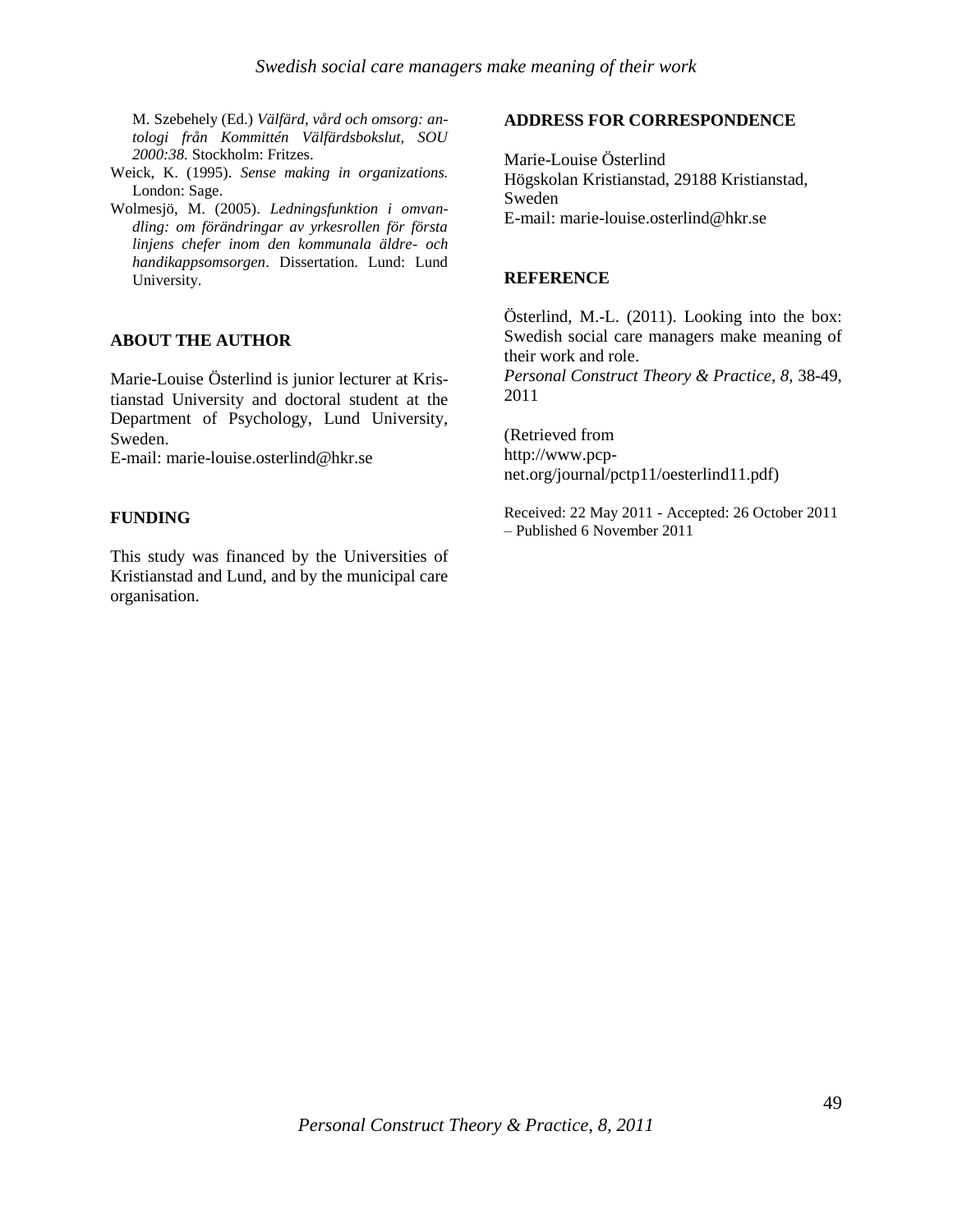M. Szebehely (Ed.) *Välfärd, vård och omsorg: antologi från Kommittén Välfärdsbokslut, SOU 2000:38.* Stockholm: Fritzes.

Weick, K. (1995). *Sense making in organizations.* London: Sage.

Wolmesjö, M. (2005). *Ledningsfunktion i omvandling: om förändringar av yrkesrollen för första linjens chefer inom den kommunala äldre- och handikappsomsorgen*. Dissertation. Lund: Lund University.

### ABOUT THE AUTHOR

Marie-Louise Österlind is junior lecturer at Kristianstad University and doctoral student at the Department of Psychology, Lund University, Sweden.
E-mail: marie-louise.osterlind@hkr.se

### FUNDING

This study was financed by the Universities of Kristianstad and Lund, and by the municipal care organisation.

### ADDRESS FOR CORRESPONDENCE

Marie-Louise Österlind
Högskolan Kristianstad, 29188 Kristianstad, Sweden
E-mail: marie-louise.osterlind@hkr.se

### REFERENCE

Österlind, M.-L. (2011). Looking into the box: Swedish social care managers make meaning of their work and role.
*Personal Construct Theory & Practice, 8,* 38-49, 2011

(Retrieved from
http://www.pcp-net.org/journal/pctp11/oesterlind11.pdf)

Received: 22 May 2011 - Accepted: 26 October 2011 – Published 6 November 2011